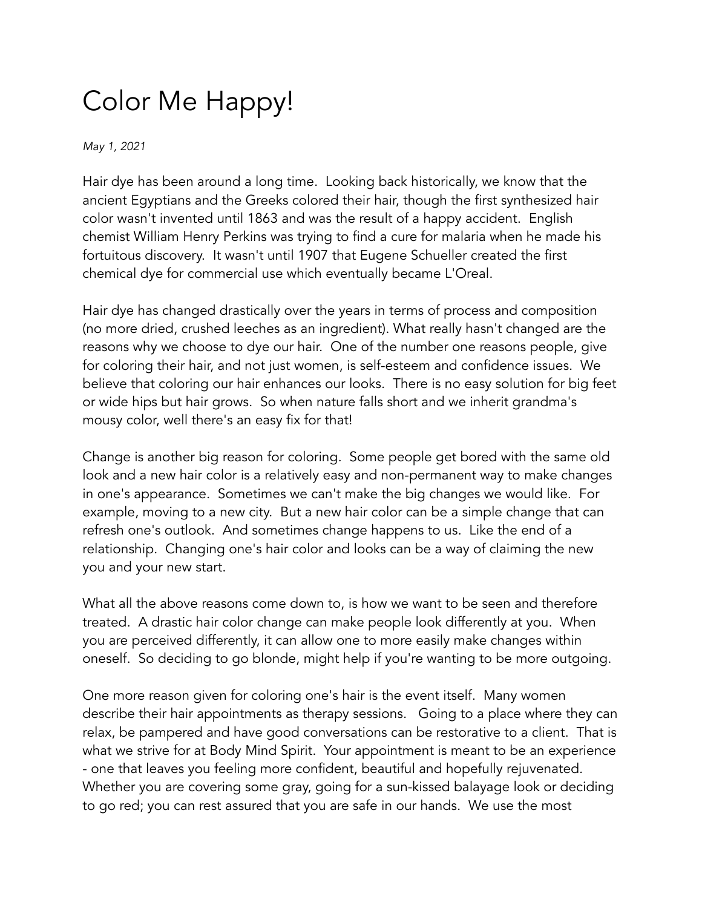# Color Me Happy!

*May 1, 2021*

Hair dye has been around a long time. Looking back historically, we know that the ancient Egyptians and the Greeks colored their hair, though the first synthesized hair color wasn't invented until 1863 and was the result of a happy accident. English chemist William Henry Perkins was trying to find a cure for malaria when he made his fortuitous discovery. It wasn't until 1907 that Eugene Schueller created the first chemical dye for commercial use which eventually became L'Oreal.

Hair dye has changed drastically over the years in terms of process and composition (no more dried, crushed leeches as an ingredient). What really hasn't changed are the reasons why we choose to dye our hair. One of the number one reasons people, give for coloring their hair, and not just women, is self-esteem and confidence issues. We believe that coloring our hair enhances our looks. There is no easy solution for big feet or wide hips but hair grows. So when nature falls short and we inherit grandma's mousy color, well there's an easy fix for that!

Change is another big reason for coloring. Some people get bored with the same old look and a new hair color is a relatively easy and non-permanent way to make changes in one's appearance. Sometimes we can't make the big changes we would like. For example, moving to a new city. But a new hair color can be a simple change that can refresh one's outlook. And sometimes change happens to us. Like the end of a relationship. Changing one's hair color and looks can be a way of claiming the new you and your new start.

What all the above reasons come down to, is how we want to be seen and therefore treated. A drastic hair color change can make people look differently at you. When you are perceived differently, it can allow one to more easily make changes within oneself. So deciding to go blonde, might help if you're wanting to be more outgoing.

One more reason given for coloring one's hair is the event itself. Many women describe their hair appointments as therapy sessions. Going to a place where they can relax, be pampered and have good conversations can be restorative to a client. That is what we strive for at Body Mind Spirit. Your appointment is meant to be an experience - one that leaves you feeling more confident, beautiful and hopefully rejuvenated. Whether you are covering some gray, going for a sun-kissed balayage look or deciding to go red; you can rest assured that you are safe in our hands. We use the most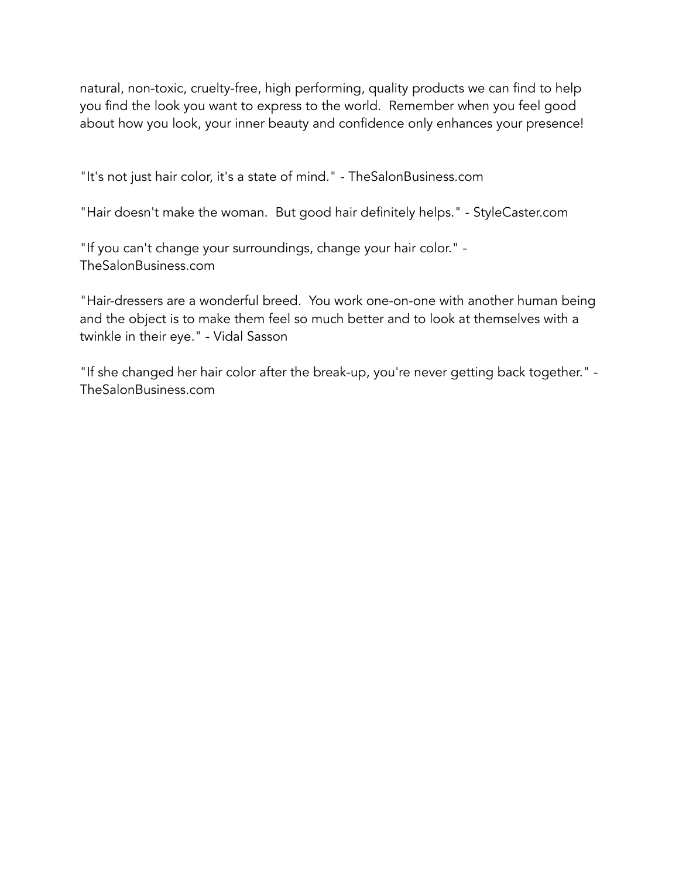natural, non-toxic, cruelty-free, high performing, quality products we can find to help you find the look you want to express to the world.  Remember when you feel good about how you look, your inner beauty and confidence only enhances your presence!

"It's not just hair color, it's a state of mind." - TheSalonBusiness.com

"Hair doesn't make the woman.  But good hair definitely helps." - StyleCaster.com

"If you can't change your surroundings, change your hair color." - TheSalonBusiness.com

"Hair-dressers are a wonderful breed.  You work one-on-one with another human being and the object is to make them feel so much better and to look at themselves with a twinkle in their eye." - Vidal Sasson

"If she changed her hair color after the break-up, you're never getting back together." - TheSalonBusiness.com